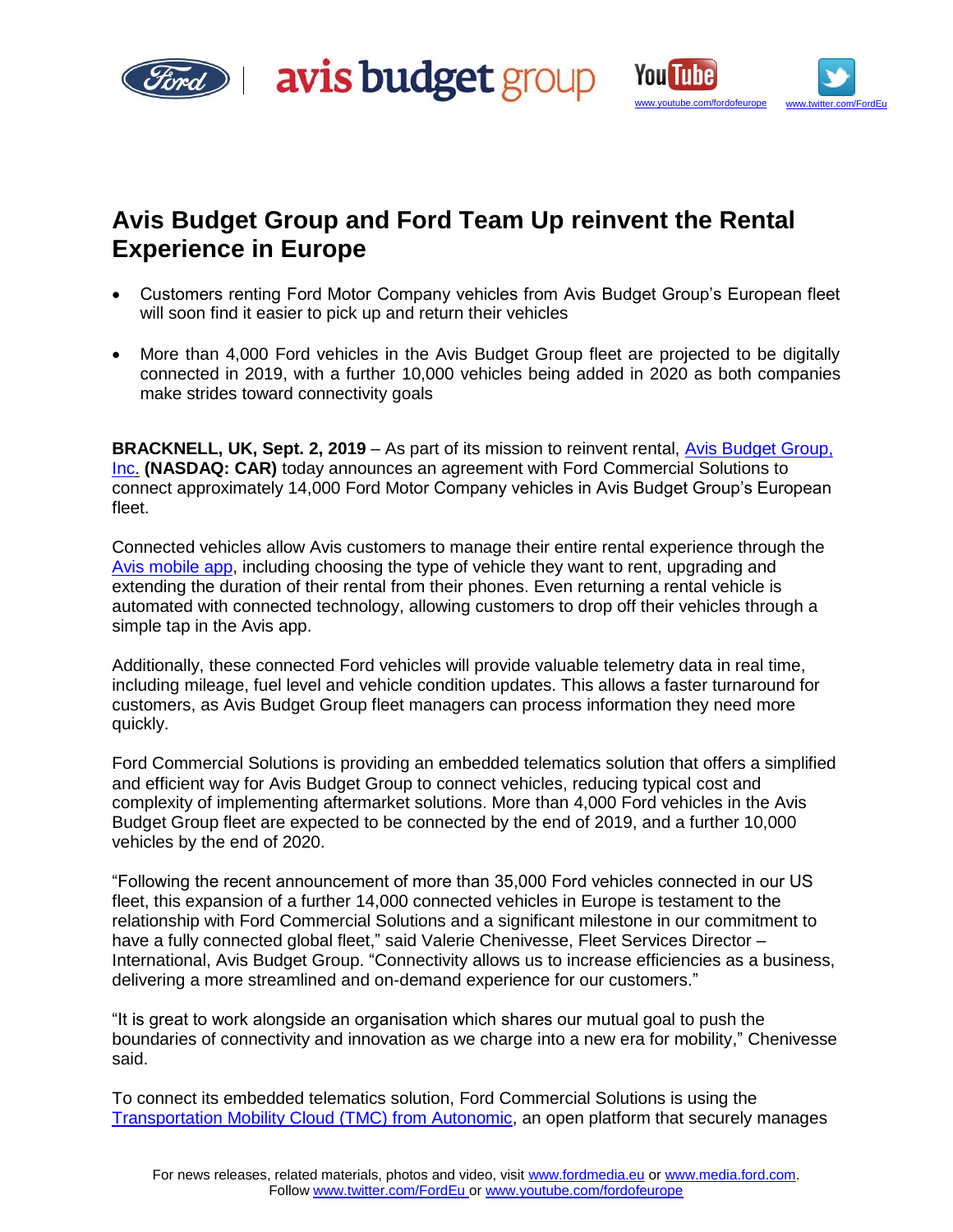# Avis Budget Group and Ford Team Up reinvent the Rental Experience in Europe

- Customers renting Ford Motor Company vehicles from Avis Budget Group's European fleet will soon find it easier to pick up and return their vehicles
- More than 4,000 Ford vehicles in the Avis Budget Group fleet are projected to be digitally connected in 2019, with a further 10,000 vehicles being added in 2020 as both companies make strides toward connectivity goals

**BRACKNELL, UK, Sept. 2, 2019** – As part of its mission to reinvent rental, Avis Budget Group, Inc. **(NASDAQ: CAR)** today announces an agreement with Ford Commercial Solutions to connect approximately 14,000 Ford Motor Company vehicles in Avis Budget Group's European fleet.

Connected vehicles allow Avis customers to manage their entire rental experience through the Avis mobile app, including choosing the type of vehicle they want to rent, upgrading and extending the duration of their rental from their phones. Even returning a rental vehicle is automated with connected technology, allowing customers to drop off their vehicles through a simple tap in the Avis app.

Additionally, these connected Ford vehicles will provide valuable telemetry data in real time, including mileage, fuel level and vehicle condition updates. This allows a faster turnaround for customers, as Avis Budget Group fleet managers can process information they need more quickly.

Ford Commercial Solutions is providing an embedded telematics solution that offers a simplified and efficient way for Avis Budget Group to connect vehicles, reducing typical cost and complexity of implementing aftermarket solutions. More than 4,000 Ford vehicles in the Avis Budget Group fleet are expected to be connected by the end of 2019, and a further 10,000 vehicles by the end of 2020.

"Following the recent announcement of more than 35,000 Ford vehicles connected in our US fleet, this expansion of a further 14,000 connected vehicles in Europe is testament to the relationship with Ford Commercial Solutions and a significant milestone in our commitment to have a fully connected global fleet," said Valerie Chenivesse, Fleet Services Director – International, Avis Budget Group. "Connectivity allows us to increase efficiencies as a business, delivering a more streamlined and on-demand experience for our customers."

"It is great to work alongside an organisation which shares our mutual goal to push the boundaries of connectivity and innovation as we charge into a new era for mobility," Chenivesse said.

To connect its embedded telematics solution, Ford Commercial Solutions is using the Transportation Mobility Cloud (TMC) from Autonomic, an open platform that securely manages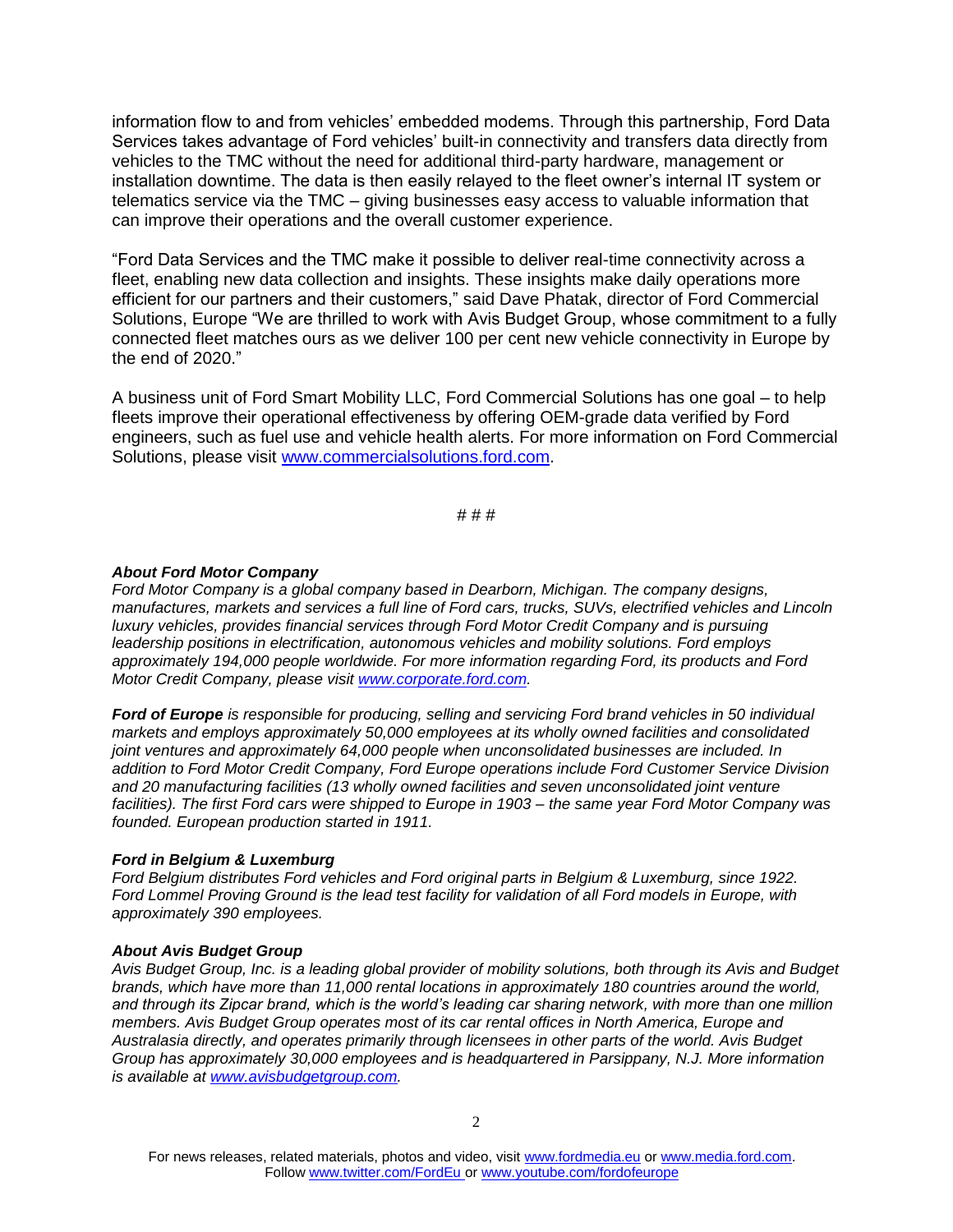information flow to and from vehicles' embedded modems. Through this partnership, Ford Data Services takes advantage of Ford vehicles' built-in connectivity and transfers data directly from vehicles to the TMC without the need for additional third-party hardware, management or installation downtime. The data is then easily relayed to the fleet owner's internal IT system or telematics service via the TMC – giving businesses easy access to valuable information that can improve their operations and the overall customer experience.

"Ford Data Services and the TMC make it possible to deliver real-time connectivity across a fleet, enabling new data collection and insights. These insights make daily operations more efficient for our partners and their customers," said Dave Phatak, director of Ford Commercial Solutions, Europe "We are thrilled to work with Avis Budget Group, whose commitment to a fully connected fleet matches ours as we deliver 100 per cent new vehicle connectivity in Europe by the end of 2020."

A business unit of Ford Smart Mobility LLC, Ford Commercial Solutions has one goal – to help fleets improve their operational effectiveness by offering OEM-grade data verified by Ford engineers, such as fuel use and vehicle health alerts. For more information on Ford Commercial Solutions, please visit [www.commercialsolutions.ford.com](www.commercialsolutions.ford.com).

# # #

***About Ford Motor Company***
*Ford Motor Company is a global company based in Dearborn, Michigan. The company designs, manufactures, markets and services a full line of Ford cars, trucks, SUVs, electrified vehicles and Lincoln luxury vehicles, provides financial services through Ford Motor Credit Company and is pursuing leadership positions in electrification, autonomous vehicles and mobility solutions. Ford employs approximately 194,000 people worldwide. For more information regarding Ford, its products and Ford Motor Credit Company, please visit [www.corporate.ford.com](www.corporate.ford.com).*

***Ford of Europe*** *is responsible for producing, selling and servicing Ford brand vehicles in 50 individual markets and employs approximately 50,000 employees at its wholly owned facilities and consolidated joint ventures and approximately 64,000 people when unconsolidated businesses are included. In addition to Ford Motor Credit Company, Ford Europe operations include Ford Customer Service Division and 20 manufacturing facilities (13 wholly owned facilities and seven unconsolidated joint venture facilities). The first Ford cars were shipped to Europe in 1903 – the same year Ford Motor Company was founded. European production started in 1911.*

***Ford in Belgium & Luxemburg***
*Ford Belgium distributes Ford vehicles and Ford original parts in Belgium & Luxemburg, since 1922. Ford Lommel Proving Ground is the lead test facility for validation of all Ford models in Europe, with approximately 390 employees.*

***About Avis Budget Group***
*Avis Budget Group, Inc. is a leading global provider of mobility solutions, both through its Avis and Budget brands, which have more than 11,000 rental locations in approximately 180 countries around the world, and through its Zipcar brand, which is the world's leading car sharing network, with more than one million members. Avis Budget Group operates most of its car rental offices in North America, Europe and Australasia directly, and operates primarily through licensees in other parts of the world. Avis Budget Group has approximately 30,000 employees and is headquartered in Parsippany, N.J. More information is available at [www.avisbudgetgroup.com](www.avisbudgetgroup.com).*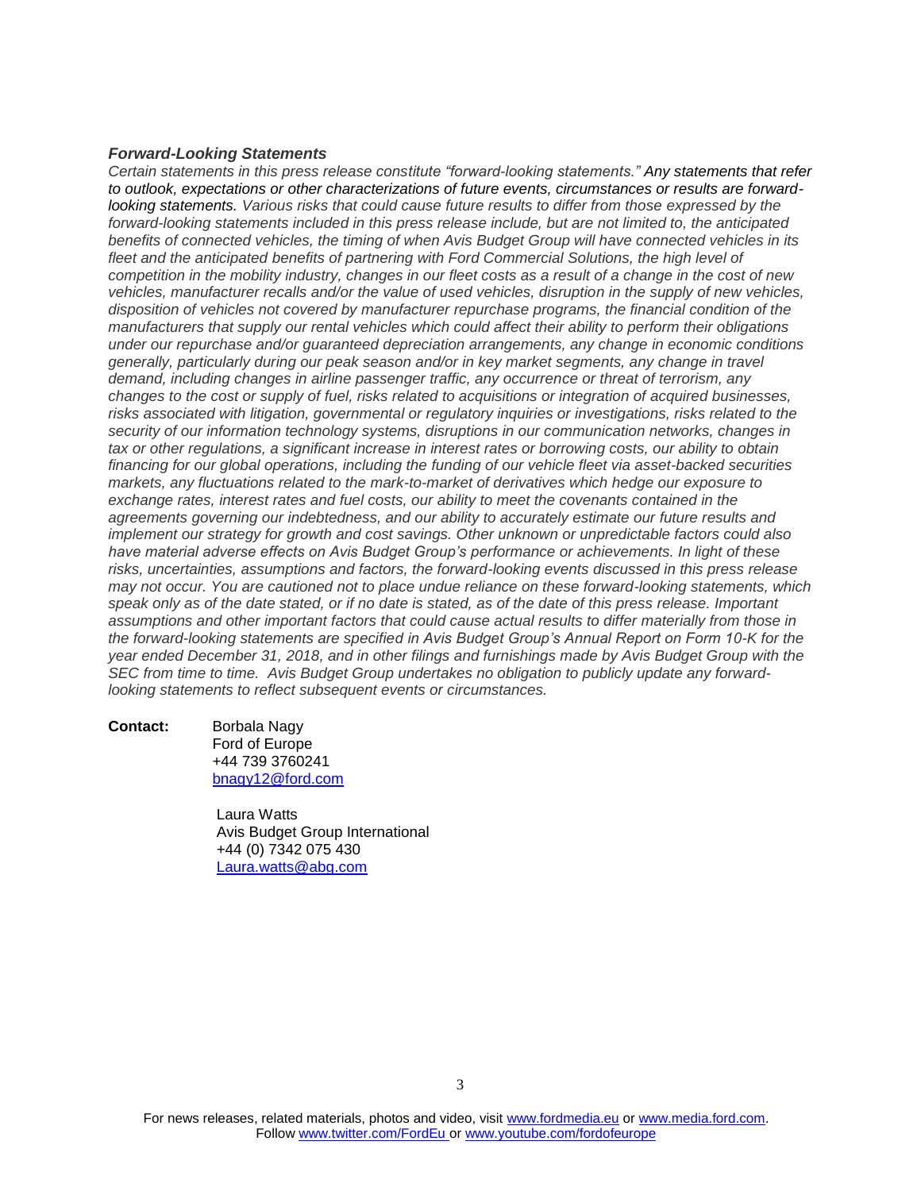### *Forward-Looking Statements*

*Certain statements in this press release constitute "forward-looking statements." Any statements that refer to outlook, expectations or other characterizations of future events, circumstances or results are forward-looking statements. Various risks that could cause future results to differ from those expressed by the forward-looking statements included in this press release include, but are not limited to, the anticipated benefits of connected vehicles, the timing of when Avis Budget Group will have connected vehicles in its fleet and the anticipated benefits of partnering with Ford Commercial Solutions, the high level of competition in the mobility industry, changes in our fleet costs as a result of a change in the cost of new vehicles, manufacturer recalls and/or the value of used vehicles, disruption in the supply of new vehicles, disposition of vehicles not covered by manufacturer repurchase programs, the financial condition of the manufacturers that supply our rental vehicles which could affect their ability to perform their obligations under our repurchase and/or guaranteed depreciation arrangements, any change in economic conditions generally, particularly during our peak season and/or in key market segments, any change in travel demand, including changes in airline passenger traffic, any occurrence or threat of terrorism, any changes to the cost or supply of fuel, risks related to acquisitions or integration of acquired businesses, risks associated with litigation, governmental or regulatory inquiries or investigations, risks related to the security of our information technology systems, disruptions in our communication networks, changes in tax or other regulations, a significant increase in interest rates or borrowing costs, our ability to obtain financing for our global operations, including the funding of our vehicle fleet via asset-backed securities markets, any fluctuations related to the mark-to-market of derivatives which hedge our exposure to exchange rates, interest rates and fuel costs, our ability to meet the covenants contained in the agreements governing our indebtedness, and our ability to accurately estimate our future results and implement our strategy for growth and cost savings. Other unknown or unpredictable factors could also have material adverse effects on Avis Budget Group's performance or achievements. In light of these risks, uncertainties, assumptions and factors, the forward-looking events discussed in this press release may not occur. You are cautioned not to place undue reliance on these forward-looking statements, which speak only as of the date stated, or if no date is stated, as of the date of this press release. Important assumptions and other important factors that could cause actual results to differ materially from those in the forward-looking statements are specified in Avis Budget Group's Annual Report on Form 10-K for the year ended December 31, 2018, and in other filings and furnishings made by Avis Budget Group with the SEC from time to time. Avis Budget Group undertakes no obligation to publicly update any forward-looking statements to reflect subsequent events or circumstances.*

**Contact:**

Borbala Nagy
Ford of Europe
+44 739 3760241
bnagy12@ford.com

Laura Watts
Avis Budget Group International
+44 (0) 7342 075 430
Laura.watts@abg.com

For news releases, related materials, photos and video, visit www.fordmedia.eu or www.media.ford.com.
Follow www.twitter.com/FordEu or www.youtube.com/fordofeurope